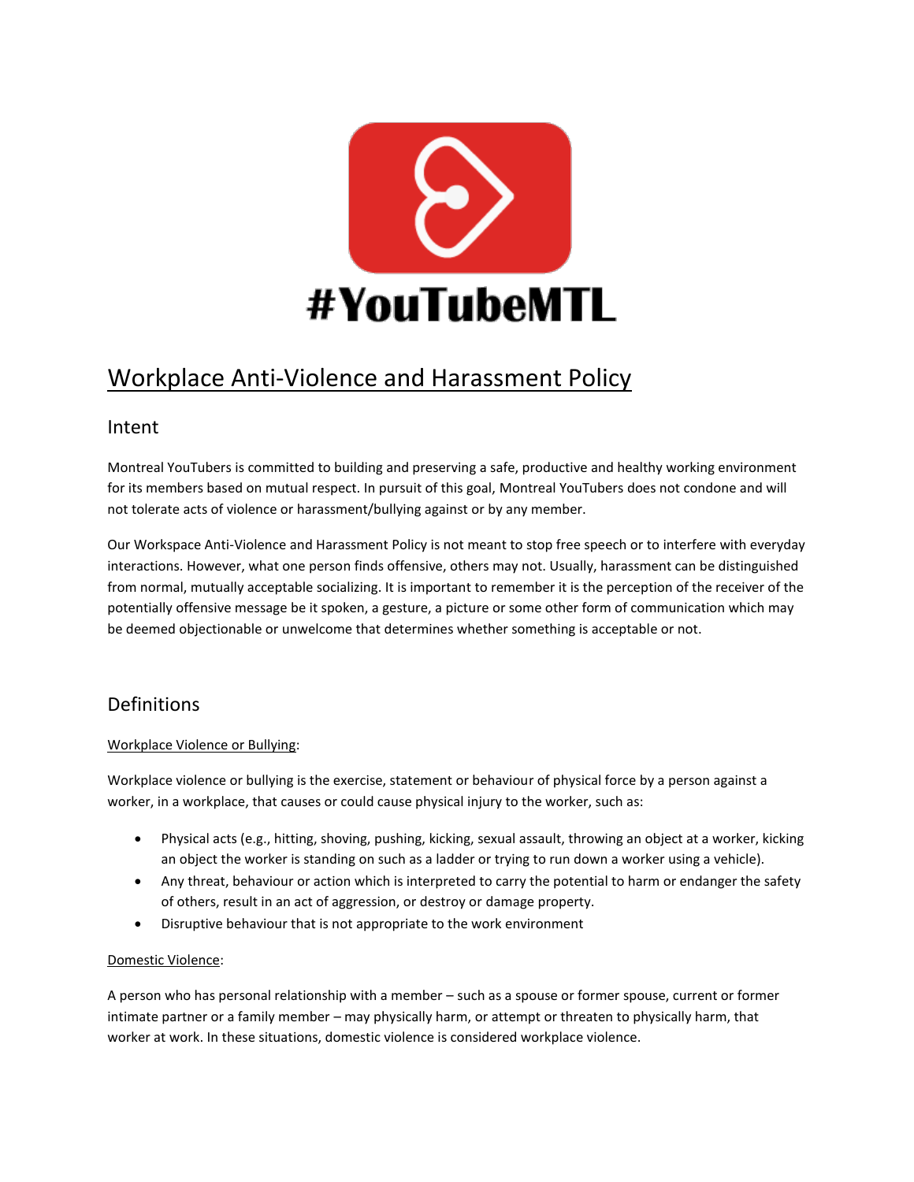#YouTubeMTL

# Workplace Anti-Violence and Harassment Policy

## Intent

Montreal YouTubers is committed to building and preserving a safe, productive and healthy working environment for its members based on mutual respect. In pursuit of this goal, Montreal YouTubers does not condone and will not tolerate acts of violence or harassment/bullying against or by any member.

Our Workspace Anti-Violence and Harassment Policy is not meant to stop free speech or to interfere with everyday interactions. However, what one person finds offensive, others may not. Usually, harassment can be distinguished from normal, mutually acceptable socializing. It is important to remember it is the perception of the receiver of the potentially offensive message be it spoken, a gesture, a picture or some other form of communication which may be deemed objectionable or unwelcome that determines whether something is acceptable or not.

## Definitions

Workplace Violence or Bullying:

Workplace violence or bullying is the exercise, statement or behaviour of physical force by a person against a worker, in a workplace, that causes or could cause physical injury to the worker, such as:

- Physical acts (e.g., hitting, shoving, pushing, kicking, sexual assault, throwing an object at a worker, kicking an object the worker is standing on such as a ladder or trying to run down a worker using a vehicle).
- Any threat, behaviour or action which is interpreted to carry the potential to harm or endanger the safety of others, result in an act of aggression, or destroy or damage property.
- Disruptive behaviour that is not appropriate to the work environment

Domestic Violence:

A person who has personal relationship with a member – such as a spouse or former spouse, current or former intimate partner or a family member – may physically harm, or attempt or threaten to physically harm, that worker at work. In these situations, domestic violence is considered workplace violence.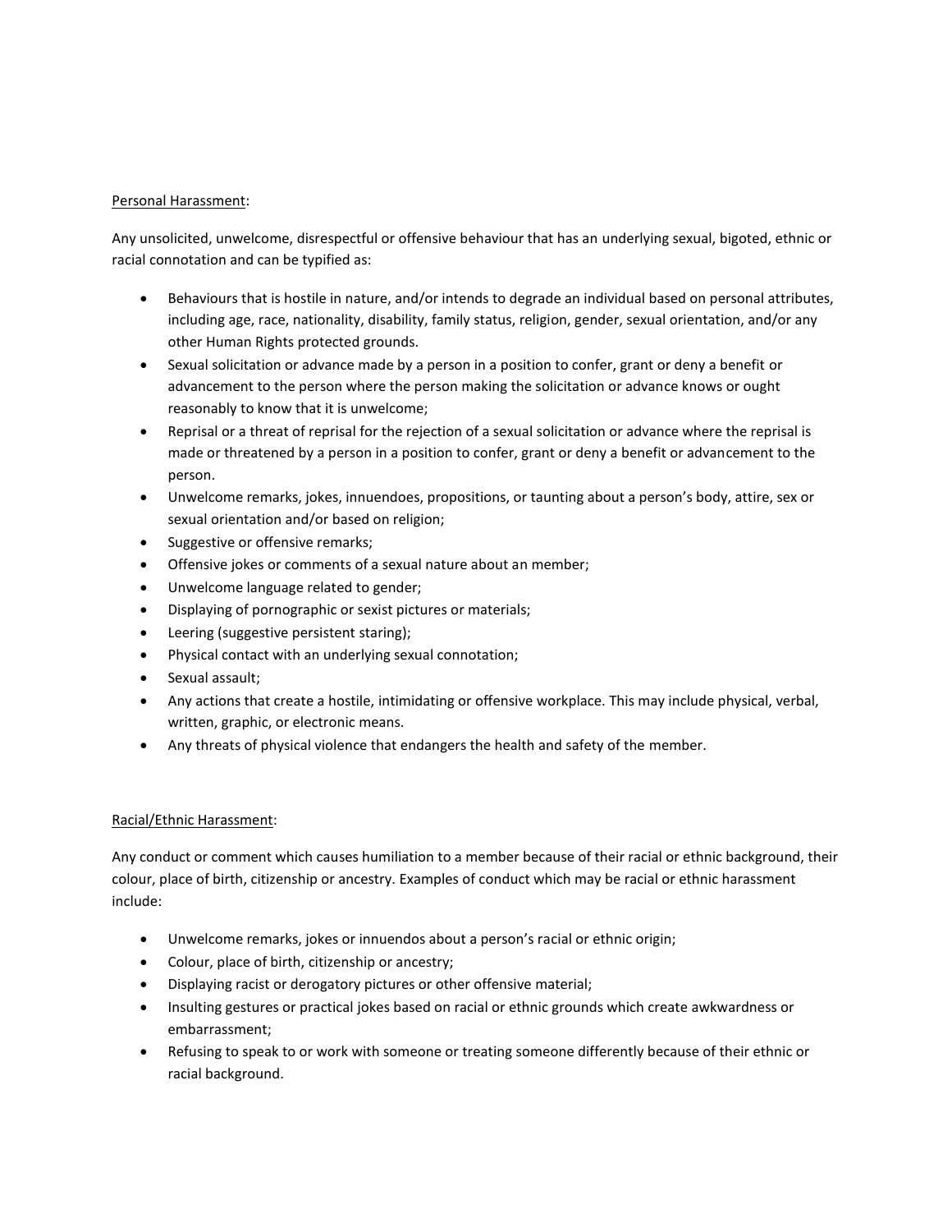Personal Harassment:

Any unsolicited, unwelcome, disrespectful or offensive behaviour that has an underlying sexual, bigoted, ethnic or racial connotation and can be typified as:

- Behaviours that is hostile in nature, and/or intends to degrade an individual based on personal attributes, including age, race, nationality, disability, family status, religion, gender, sexual orientation, and/or any other Human Rights protected grounds.
- Sexual solicitation or advance made by a person in a position to confer, grant or deny a benefit or advancement to the person where the person making the solicitation or advance knows or ought reasonably to know that it is unwelcome;
- Reprisal or a threat of reprisal for the rejection of a sexual solicitation or advance where the reprisal is made or threatened by a person in a position to confer, grant or deny a benefit or advancement to the person.
- Unwelcome remarks, jokes, innuendoes, propositions, or taunting about a person's body, attire, sex or sexual orientation and/or based on religion;
- Suggestive or offensive remarks;
- Offensive jokes or comments of a sexual nature about an member;
- Unwelcome language related to gender;
- Displaying of pornographic or sexist pictures or materials;
- Leering (suggestive persistent staring);
- Physical contact with an underlying sexual connotation;
- Sexual assault;
- Any actions that create a hostile, intimidating or offensive workplace. This may include physical, verbal, written, graphic, or electronic means.
- Any threats of physical violence that endangers the health and safety of the member.

Racial/Ethnic Harassment:

Any conduct or comment which causes humiliation to a member because of their racial or ethnic background, their colour, place of birth, citizenship or ancestry. Examples of conduct which may be racial or ethnic harassment include:

- Unwelcome remarks, jokes or innuendos about a person's racial or ethnic origin;
- Colour, place of birth, citizenship or ancestry;
- Displaying racist or derogatory pictures or other offensive material;
- Insulting gestures or practical jokes based on racial or ethnic grounds which create awkwardness or embarrassment;
- Refusing to speak to or work with someone or treating someone differently because of their ethnic or racial background.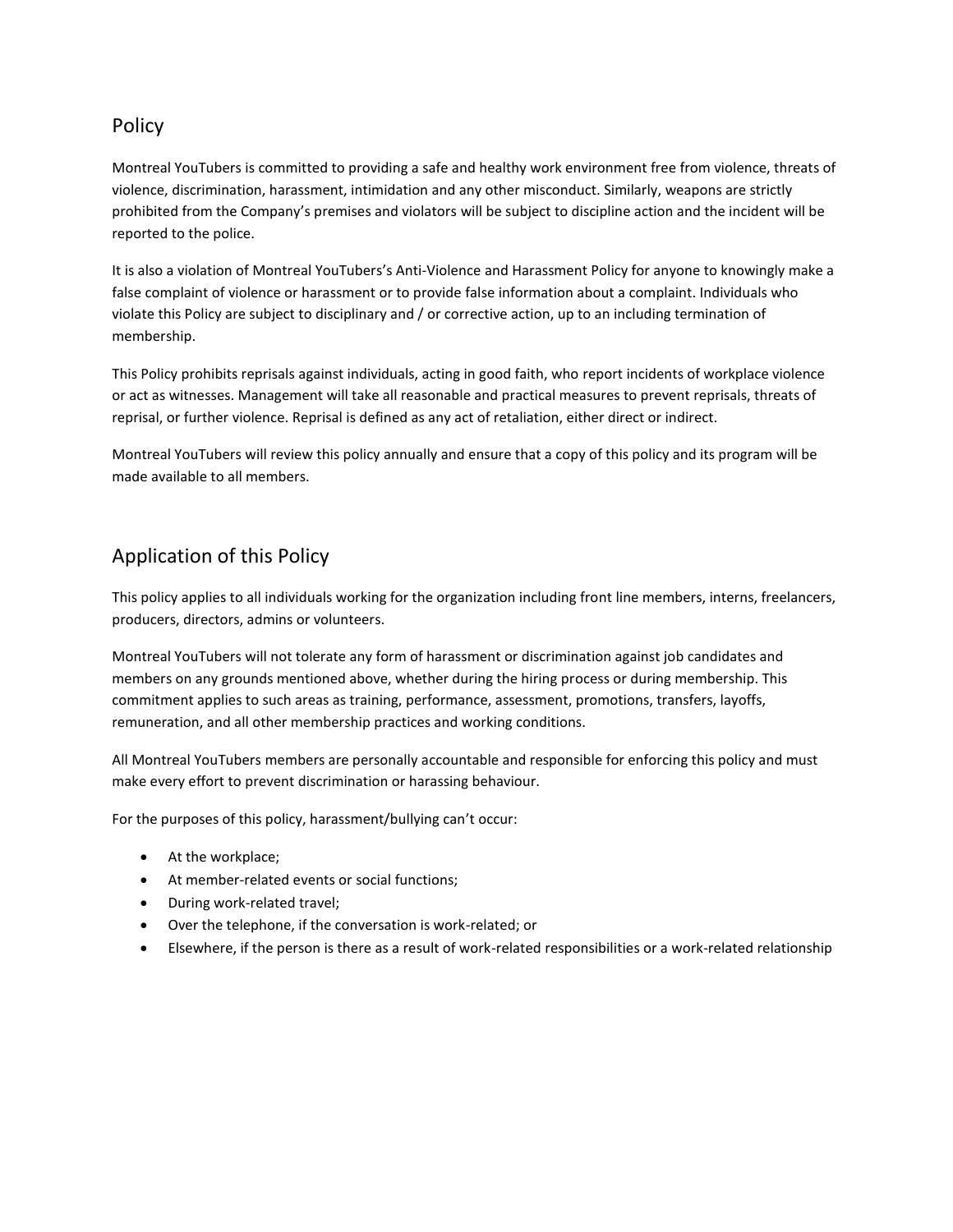## Policy

Montreal YouTubers is committed to providing a safe and healthy work environment free from violence, threats of violence, discrimination, harassment, intimidation and any other misconduct. Similarly, weapons are strictly prohibited from the Company's premises and violators will be subject to discipline action and the incident will be reported to the police.

It is also a violation of Montreal YouTubers's Anti-Violence and Harassment Policy for anyone to knowingly make a false complaint of violence or harassment or to provide false information about a complaint. Individuals who violate this Policy are subject to disciplinary and / or corrective action, up to an including termination of membership.

This Policy prohibits reprisals against individuals, acting in good faith, who report incidents of workplace violence or act as witnesses. Management will take all reasonable and practical measures to prevent reprisals, threats of reprisal, or further violence. Reprisal is defined as any act of retaliation, either direct or indirect.

Montreal YouTubers will review this policy annually and ensure that a copy of this policy and its program will be made available to all members.

## Application of this Policy

This policy applies to all individuals working for the organization including front line members, interns, freelancers, producers, directors, admins or volunteers.

Montreal YouTubers will not tolerate any form of harassment or discrimination against job candidates and members on any grounds mentioned above, whether during the hiring process or during membership. This commitment applies to such areas as training, performance, assessment, promotions, transfers, layoffs, remuneration, and all other membership practices and working conditions.

All Montreal YouTubers members are personally accountable and responsible for enforcing this policy and must make every effort to prevent discrimination or harassing behaviour.

For the purposes of this policy, harassment/bullying can't occur:

- At the workplace;
- At member-related events or social functions;
- During work-related travel;
- Over the telephone, if the conversation is work-related; or
- Elsewhere, if the person is there as a result of work-related responsibilities or a work-related relationship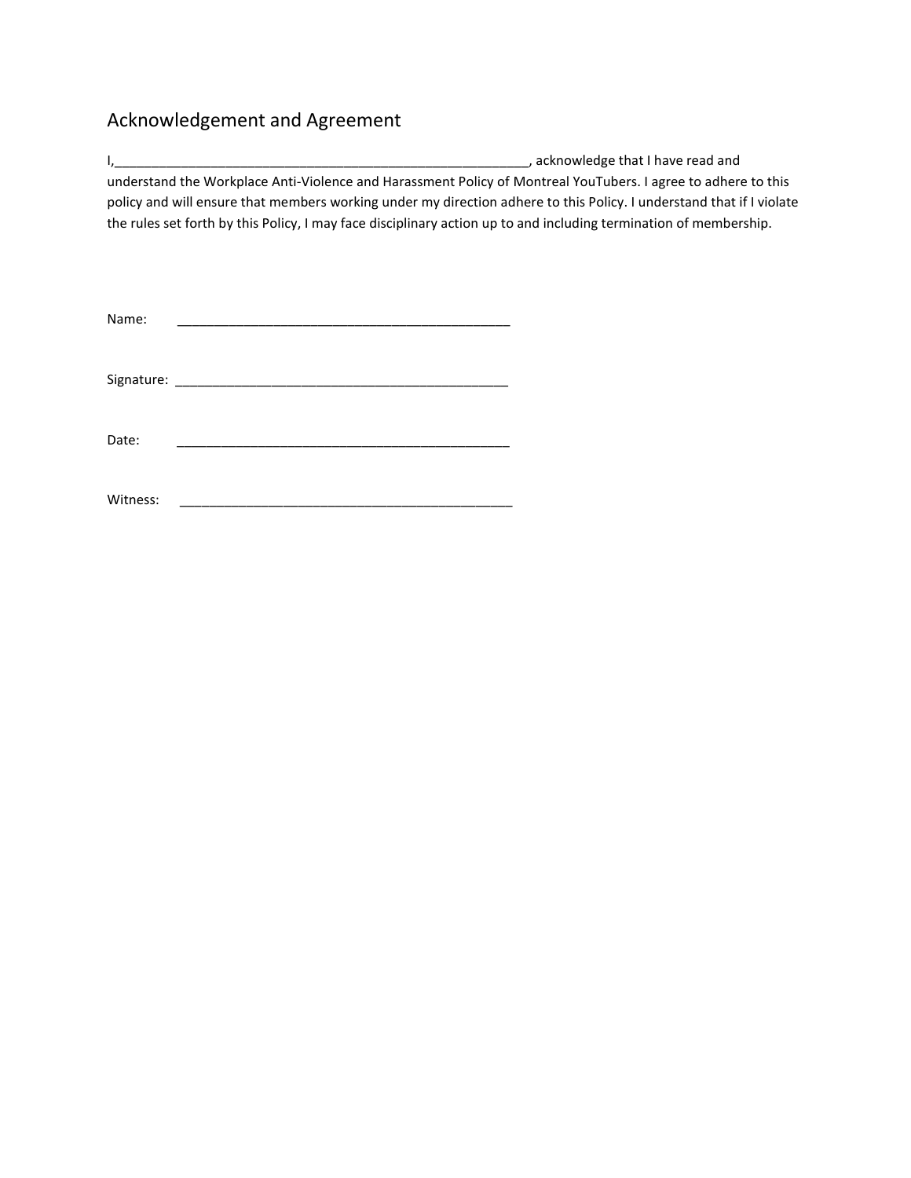# Acknowledgement and Agreement

I,_________________________________________________________, acknowledge that I have read and understand the Workplace Anti-Violence and Harassment Policy of Montreal YouTubers. I agree to adhere to this policy and will ensure that members working under my direction adhere to this Policy. I understand that if I violate the rules set forth by this Policy, I may face disciplinary action up to and including termination of membership.

Name: ______________________________________________

Signature: ______________________________________________

Date: ______________________________________________

Witness: ______________________________________________